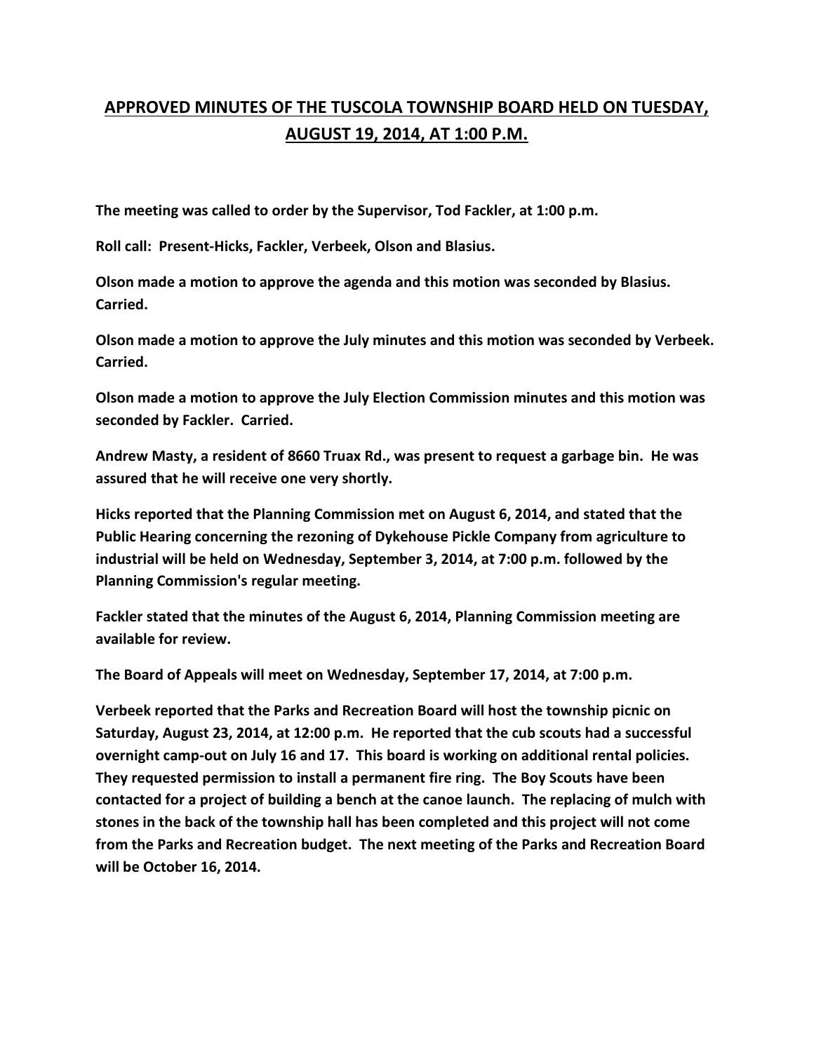# APPROVED MINUTES OF THE TUSCOLA TOWNSHIP BOARD HELD ON TUESDAY, AUGUST 19, 2014, AT 1:00 P.M.

**The meeting was called to order by the Supervisor, Tod Fackler, at 1:00 p.m.**

**Roll call: Present-Hicks, Fackler, Verbeek, Olson and Blasius.**

**Olson made a motion to approve the agenda and this motion was seconded by Blasius. Carried.**

**Olson made a motion to approve the July minutes and this motion was seconded by Verbeek. Carried.**

**Olson made a motion to approve the July Election Commission minutes and this motion was seconded by Fackler. Carried.**

**Andrew Masty, a resident of 8660 Truax Rd., was present to request a garbage bin. He was assured that he will receive one very shortly.**

**Hicks reported that the Planning Commission met on August 6, 2014, and stated that the Public Hearing concerning the rezoning of Dykehouse Pickle Company from agriculture to industrial will be held on Wednesday, September 3, 2014, at 7:00 p.m. followed by the Planning Commission's regular meeting.**

**Fackler stated that the minutes of the August 6, 2014, Planning Commission meeting are available for review.**

**The Board of Appeals will meet on Wednesday, September 17, 2014, at 7:00 p.m.**

**Verbeek reported that the Parks and Recreation Board will host the township picnic on Saturday, August 23, 2014, at 12:00 p.m. He reported that the cub scouts had a successful overnight camp-out on July 16 and 17. This board is working on additional rental policies. They requested permission to install a permanent fire ring. The Boy Scouts have been contacted for a project of building a bench at the canoe launch. The replacing of mulch with stones in the back of the township hall has been completed and this project will not come from the Parks and Recreation budget. The next meeting of the Parks and Recreation Board will be October 16, 2014.**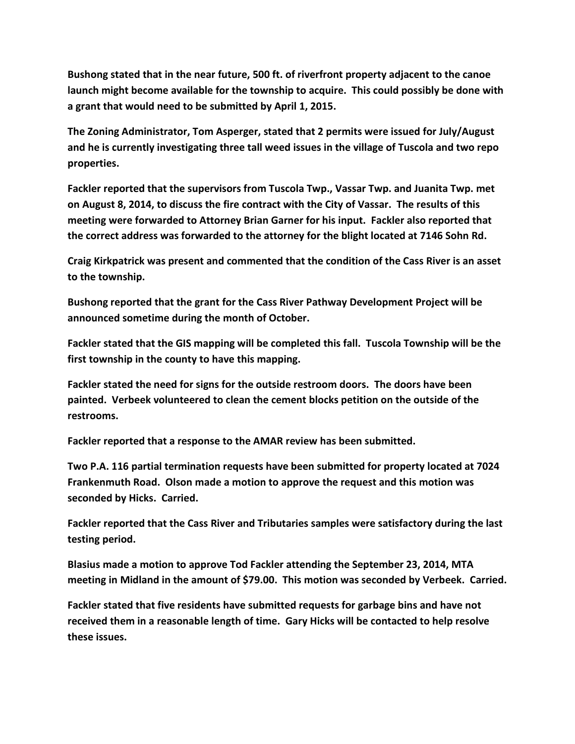**Bushong stated that in the near future, 500 ft. of riverfront property adjacent to the canoe launch might become available for the township to acquire. This could possibly be done with a grant that would need to be submitted by April 1, 2015.**

**The Zoning Administrator, Tom Asperger, stated that 2 permits were issued for July/August and he is currently investigating three tall weed issues in the village of Tuscola and two repo properties.**

**Fackler reported that the supervisors from Tuscola Twp., Vassar Twp. and Juanita Twp. met on August 8, 2014, to discuss the fire contract with the City of Vassar. The results of this meeting were forwarded to Attorney Brian Garner for his input. Fackler also reported that the correct address was forwarded to the attorney for the blight located at 7146 Sohn Rd.**

**Craig Kirkpatrick was present and commented that the condition of the Cass River is an asset to the township.**

**Bushong reported that the grant for the Cass River Pathway Development Project will be announced sometime during the month of October.**

**Fackler stated that the GIS mapping will be completed this fall. Tuscola Township will be the first township in the county to have this mapping.**

**Fackler stated the need for signs for the outside restroom doors. The doors have been painted. Verbeek volunteered to clean the cement blocks petition on the outside of the restrooms.**

**Fackler reported that a response to the AMAR review has been submitted.**

**Two P.A. 116 partial termination requests have been submitted for property located at 7024 Frankenmuth Road. Olson made a motion to approve the request and this motion was seconded by Hicks. Carried.**

**Fackler reported that the Cass River and Tributaries samples were satisfactory during the last testing period.**

**Blasius made a motion to approve Tod Fackler attending the September 23, 2014, MTA meeting in Midland in the amount of $79.00. This motion was seconded by Verbeek. Carried.**

**Fackler stated that five residents have submitted requests for garbage bins and have not received them in a reasonable length of time. Gary Hicks will be contacted to help resolve these issues.**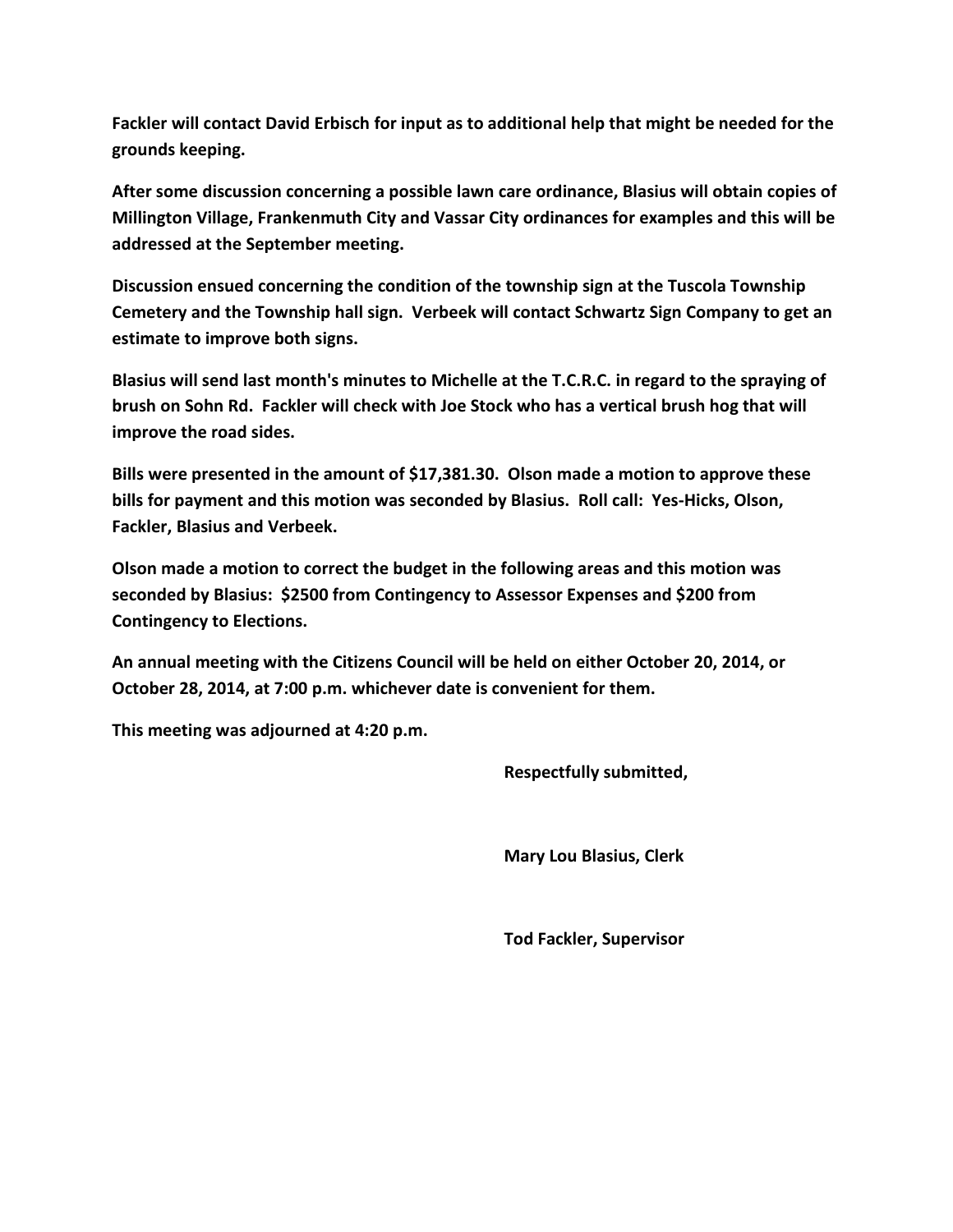**Fackler will contact David Erbisch for input as to additional help that might be needed for the grounds keeping.**

**After some discussion concerning a possible lawn care ordinance, Blasius will obtain copies of Millington Village, Frankenmuth City and Vassar City ordinances for examples and this will be addressed at the September meeting.**

**Discussion ensued concerning the condition of the township sign at the Tuscola Township Cemetery and the Township hall sign. Verbeek will contact Schwartz Sign Company to get an estimate to improve both signs.**

**Blasius will send last month's minutes to Michelle at the T.C.R.C. in regard to the spraying of brush on Sohn Rd. Fackler will check with Joe Stock who has a vertical brush hog that will improve the road sides.**

**Bills were presented in the amount of $17,381.30. Olson made a motion to approve these bills for payment and this motion was seconded by Blasius. Roll call: Yes-Hicks, Olson, Fackler, Blasius and Verbeek.**

**Olson made a motion to correct the budget in the following areas and this motion was seconded by Blasius: $2500 from Contingency to Assessor Expenses and $200 from Contingency to Elections.**

**An annual meeting with the Citizens Council will be held on either October 20, 2014, or October 28, 2014, at 7:00 p.m. whichever date is convenient for them.**

**This meeting was adjourned at 4:20 p.m.**

**Respectfully submitted,**

**Mary Lou Blasius, Clerk**

**Tod Fackler, Supervisor**